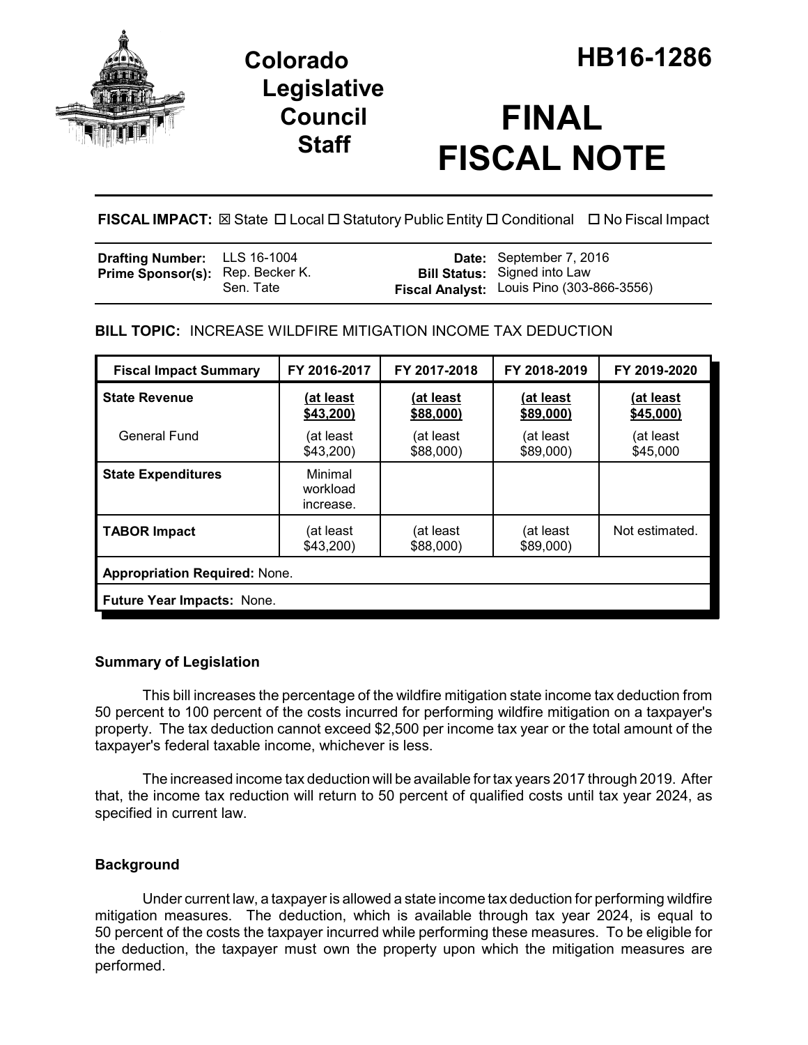# Colorado Legislative Council Staff

# HB16-1286

# FINAL FISCAL NOTE

**FISCAL IMPACT:** ☒ State ☐ Local ☐ Statutory Public Entity ☐ Conditional ☐ No Fiscal Impact

| | | | |
|---|---|---|---|
| **Drafting Number:** | LLS 16-1004 | **Date:** | September 7, 2016 |
| **Prime Sponsor(s):** | Rep. Becker K.<br>Sen. Tate | **Bill Status:** | Signed into Law |
| | | **Fiscal Analyst:** | Louis Pino (303-866-3556) |

**BILL TOPIC:** INCREASE WILDFIRE MITIGATION INCOME TAX DEDUCTION

| Fiscal Impact Summary | FY 2016-2017 | FY 2017-2018 | FY 2018-2019 | FY 2019-2020 |
|---|---|---|---|---|
| **State Revenue** | <u>(at least $43,200)</u> | <u>(at least $88,000)</u> | <u>(at least $89,000)</u> | <u>(at least $45,000)</u> |
| General Fund | (at least $43,200) | (at least $88,000) | (at least $89,000) | (at least $45,000 |
| **State Expenditures** | Minimal workload increase. | | | |
| **TABOR Impact** | (at least $43,200) | (at least $88,000) | (at least $89,000) | Not estimated. |
| **Appropriation Required:** None. | | | | |
| **Future Year Impacts:** None. | | | | |

### Summary of Legislation

This bill increases the percentage of the wildfire mitigation state income tax deduction from 50 percent to 100 percent of the costs incurred for performing wildfire mitigation on a taxpayer's property. The tax deduction cannot exceed $2,500 per income tax year or the total amount of the taxpayer's federal taxable income, whichever is less.

The increased income tax deduction will be available for tax years 2017 through 2019. After that, the income tax reduction will return to 50 percent of qualified costs until tax year 2024, as specified in current law.

### Background

Under current law, a taxpayer is allowed a state income tax deduction for performing wildfire mitigation measures. The deduction, which is available through tax year 2024, is equal to 50 percent of the costs the taxpayer incurred while performing these measures. To be eligible for the deduction, the taxpayer must own the property upon which the mitigation measures are performed.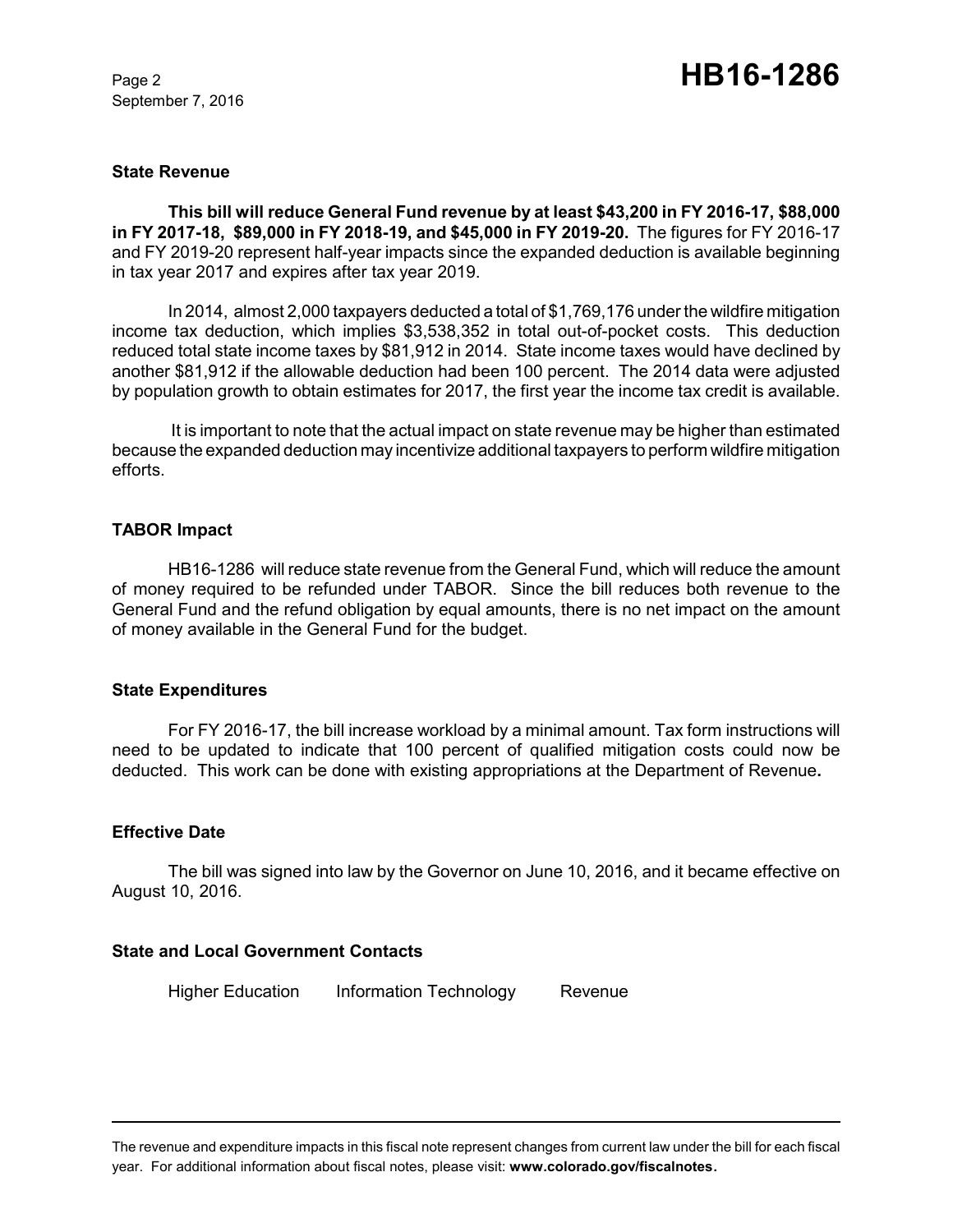## State Revenue

**This bill will reduce General Fund revenue by at least $43,200 in FY 2016-17, $88,000 in FY 2017-18, $89,000 in FY 2018-19, and $45,000 in FY 2019-20.** The figures for FY 2016-17 and FY 2019-20 represent half-year impacts since the expanded deduction is available beginning in tax year 2017 and expires after tax year 2019.

In 2014, almost 2,000 taxpayers deducted a total of $1,769,176 under the wildfire mitigation income tax deduction, which implies $3,538,352 in total out-of-pocket costs. This deduction reduced total state income taxes by $81,912 in 2014. State income taxes would have declined by another $81,912 if the allowable deduction had been 100 percent. The 2014 data were adjusted by population growth to obtain estimates for 2017, the first year the income tax credit is available.

It is important to note that the actual impact on state revenue may be higher than estimated because the expanded deduction may incentivize additional taxpayers to perform wildfire mitigation efforts.

## TABOR Impact

HB16-1286 will reduce state revenue from the General Fund, which will reduce the amount of money required to be refunded under TABOR. Since the bill reduces both revenue to the General Fund and the refund obligation by equal amounts, there is no net impact on the amount of money available in the General Fund for the budget.

## State Expenditures

For FY 2016-17, the bill increase workload by a minimal amount. Tax form instructions will need to be updated to indicate that 100 percent of qualified mitigation costs could now be deducted. This work can be done with existing appropriations at the Department of Revenue**.**

## Effective Date

The bill was signed into law by the Governor on June 10, 2016, and it became effective on August 10, 2016.

## State and Local Government Contacts

Higher Education    Information Technology    Revenue

The revenue and expenditure impacts in this fiscal note represent changes from current law under the bill for each fiscal year. For additional information about fiscal notes, please visit: **www.colorado.gov/fiscalnotes.**